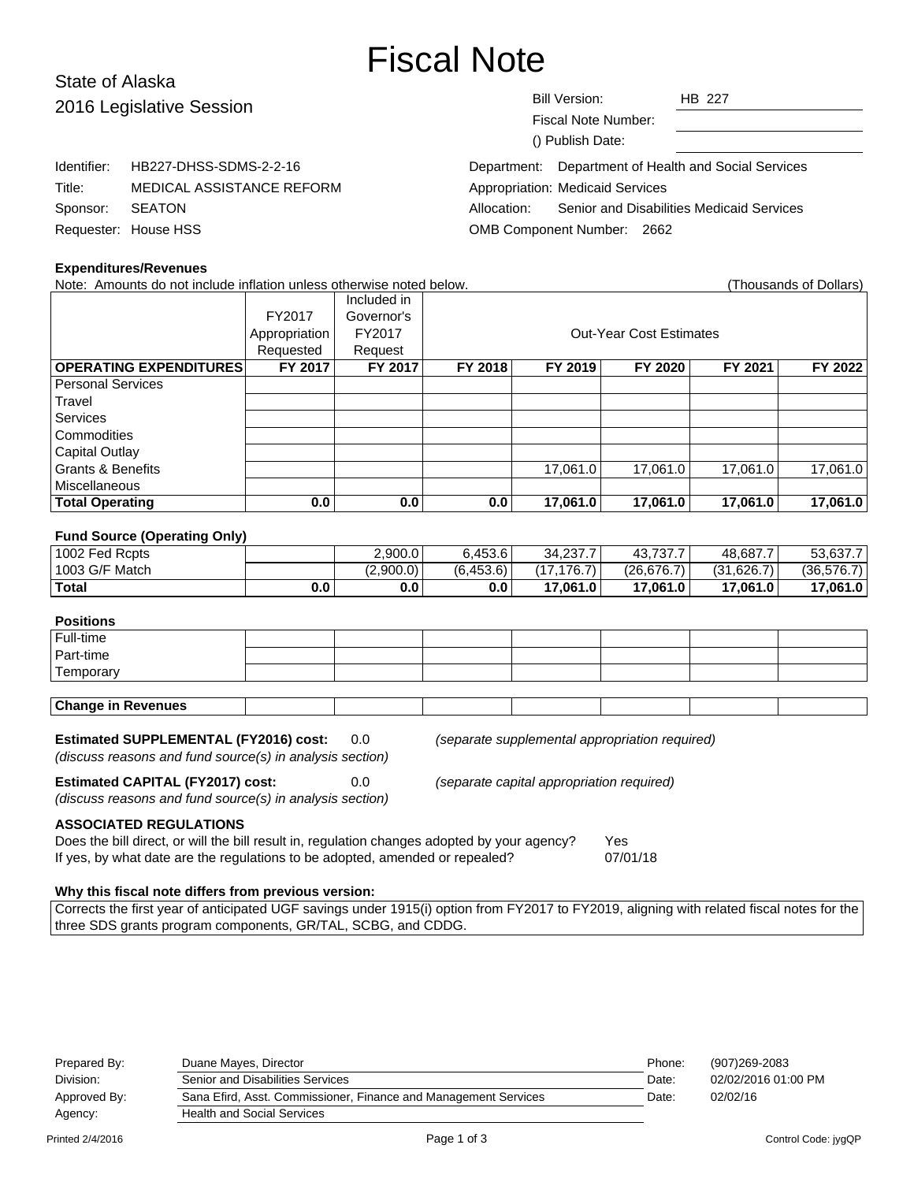# Fiscal Note

## State of Alaska
## 2016 Legislative Session

Bill Version: HB 227
Fiscal Note Number:
() Publish Date:

Identifier: HB227-DHSS-SDMS-2-2-16
Title: MEDICAL ASSISTANCE REFORM
Sponsor: SEATON
Requester: House HSS

Department: Department of Health and Social Services
Appropriation: Medicaid Services
Allocation: Senior and Disabilities Medicaid Services
OMB Component Number: 2662

**Expenditures/Revenues**

Note: Amounts do not include inflation unless otherwise noted below. (Thousands of Dollars)

| | FY2017 Appropriation Requested | Included in Governor's FY2017 Request | Out-Year Cost Estimates | | | | |
|---|---|---|---|---|---|---|---|
| **OPERATING EXPENDITURES** | **FY 2017** | **FY 2017** | **FY 2018** | **FY 2019** | **FY 2020** | **FY 2021** | **FY 2022** |
| Personal Services | | | | | | | |
| Travel | | | | | | | |
| Services | | | | | | | |
| Commodities | | | | | | | |
| Capital Outlay | | | | | | | |
| Grants & Benefits | | | | 17,061.0 | 17,061.0 | 17,061.0 | 17,061.0 |
| Miscellaneous | | | | | | | |
| **Total Operating** | **0.0** | **0.0** | **0.0** | **17,061.0** | **17,061.0** | **17,061.0** | **17,061.0** |

**Fund Source (Operating Only)**

| | | | | | | | |
|---|---|---|---|---|---|---|---|
| 1002 Fed Rcpts | | 2,900.0 | 6,453.6 | 34,237.7 | 43,737.7 | 48,687.7 | 53,637.7 |
| 1003 G/F Match | | (2,900.0) | (6,453.6) | (17,176.7) | (26,676.7) | (31,626.7) | (36,576.7) |
| **Total** | **0.0** | **0.0** | **0.0** | **17,061.0** | **17,061.0** | **17,061.0** | **17,061.0** |

**Positions**

| | | | | | | | |
|---|---|---|---|---|---|---|---|
| Full-time | | | | | | | |
| Part-time | | | | | | | |
| Temporary | | | | | | | |

| | | | | | | | |
|---|---|---|---|---|---|---|---|
| **Change in Revenues** | | | | | | | |

**Estimated SUPPLEMENTAL (FY2016) cost:** 0.0 *(separate supplemental appropriation required)*
*(discuss reasons and fund source(s) in analysis section)*

**Estimated CAPITAL (FY2017) cost:** 0.0 *(separate capital appropriation required)*
*(discuss reasons and fund source(s) in analysis section)*

**ASSOCIATED REGULATIONS**

Does the bill direct, or will the bill result in, regulation changes adopted by your agency? Yes
If yes, by what date are the regulations to be adopted, amended or repealed? 07/01/18

**Why this fiscal note differs from previous version:**

Corrects the first year of anticipated UGF savings under 1915(i) option from FY2017 to FY2019, aligning with related fiscal notes for the three SDS grants program components, GR/TAL, SCBG, and CDDG.

| | | | |
|---|---|---|---|
| Prepared By: | Duane Mayes, Director | Phone: | (907)269-2083 |
| Division: | Senior and Disabilities Services | Date: | 02/02/2016 01:00 PM |
| Approved By: | Sana Efird, Asst. Commissioner, Finance and Management Services | Date: | 02/02/16 |
| Agency: | Health and Social Services | | |

Printed 2/4/2016 Control Code: jygQP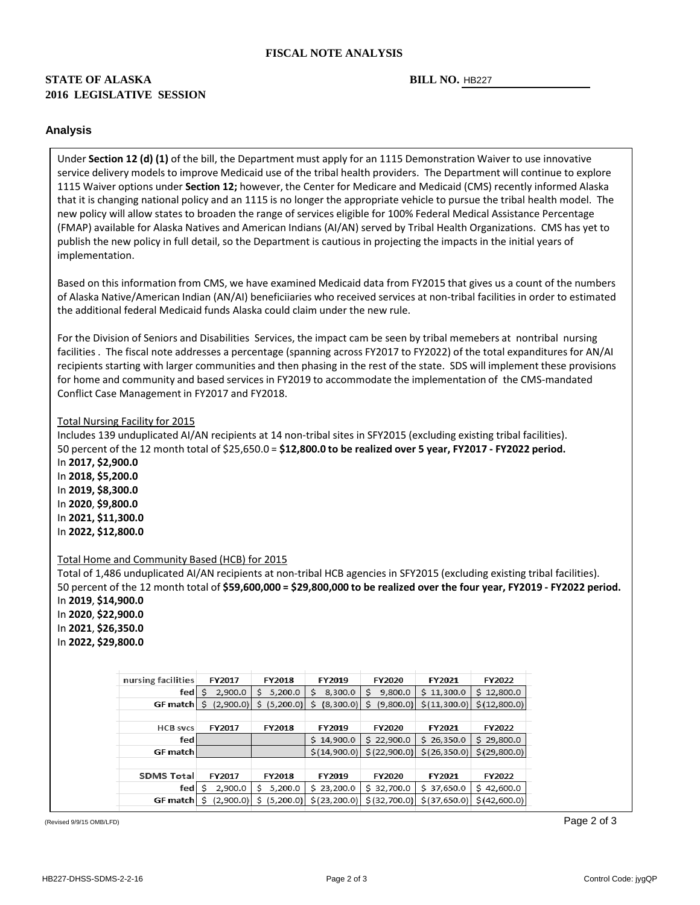**FISCAL NOTE ANALYSIS**

**STATE OF ALASKA** **BILL NO.** HB227

**2016 LEGISLATIVE SESSION**

## Analysis

Under **Section 12 (d) (1)** of the bill, the Department must apply for an 1115 Demonstration Waiver to use innovative service delivery models to improve Medicaid use of the tribal health providers. The Department will continue to explore 1115 Waiver options under **Section 12;** however, the Center for Medicare and Medicaid (CMS) recently informed Alaska that it is changing national policy and an 1115 is no longer the appropriate vehicle to pursue the tribal health model. The new policy will allow states to broaden the range of services eligible for 100% Federal Medical Assistance Percentage (FMAP) available for Alaska Natives and American Indians (AI/AN) served by Tribal Health Organizations. CMS has yet to publish the new policy in full detail, so the Department is cautious in projecting the impacts in the initial years of implementation.

Based on this information from CMS, we have examined Medicaid data from FY2015 that gives us a count of the numbers of Alaska Native/American Indian (AN/AI) beneficiiaries who received services at non-tribal facilities in order to estimated the additional federal Medicaid funds Alaska could claim under the new rule.

For the Division of Seniors and Disabilities Services, the impact cam be seen by tribal memebers at nontribal nursing facilities . The fiscal note addresses a percentage (spanning across FY2017 to FY2022) of the total expanditures for AN/AI recipients starting with larger communities and then phasing in the rest of the state. SDS will implement these provisions for home and community and based services in FY2019 to accommodate the implementation of the CMS-mandated Conflict Case Management in FY2017 and FY2018.

Total Nursing Facility for 2015

Includes 139 unduplicated AI/AN recipients at 14 non-tribal sites in SFY2015 (excluding existing tribal facilities).
50 percent of the 12 month total of $25,650.0 = **$12,800.0 to be realized over 5 year, FY2017 - FY2022 period.**
In **2017, $2,900.0**
In **2018, $5,200.0**
In **2019, $8,300.0**
In **2020**, **$9,800.0**
In **2021, $11,300.0**
In **2022, $12,800.0**

Total Home and Community Based (HCB) for 2015

Total of 1,486 unduplicated AI/AN recipients at non-tribal HCB agencies in SFY2015 (excluding existing tribal facilities).
50 percent of the 12 month total of **$59,600,000 = $29,800,000 to be realized over the four year, FY2019 - FY2022 period.**
In **2019**, **$14,900.0**
In **2020**, **$22,900.0**
In **2021**, **$26,350.0**
In **2022, $29,800.0**

| nursing facilities | FY2017 | FY2018 | FY2019 | FY2020 | FY2021 | FY2022 |
|---|---|---|---|---|---|---|
| fed | $ 2,900.0 | $ 5,200.0 | $ 8,300.0 | $ 9,800.0 | $ 11,300.0 | $ 12,800.0 |
| GF match | $ (2,900.0) | $ (5,200.0) | $ (8,300.0) | $ (9,800.0) | $(11,300.0) | $(12,800.0) |
| | | | | | | |
| **HCB svcs** | **FY2017** | **FY2018** | **FY2019** | **FY2020** | **FY2021** | **FY2022** |
| fed | | | $ 14,900.0 | $ 22,900.0 | $ 26,350.0 | $ 29,800.0 |
| GF match | | | $(14,900.0) | $(22,900.0) | $(26,350.0) | $(29,800.0) |
| | | | | | | |
| **SDMS Total** | **FY2017** | **FY2018** | **FY2019** | **FY2020** | **FY2021** | **FY2022** |
| fed | $ 2,900.0 | $ 5,200.0 | $ 23,200.0 | $ 32,700.0 | $ 37,650.0 | $ 42,600.0 |
| GF match | $ (2,900.0) | $ (5,200.0) | $(23,200.0) | $(32,700.0) | $(37,650.0) | $(42,600.0) |

(Revised 9/9/15 OMB/LFD)

HB227-DHSS-SDMS-2-2-16 Control Code: jygQP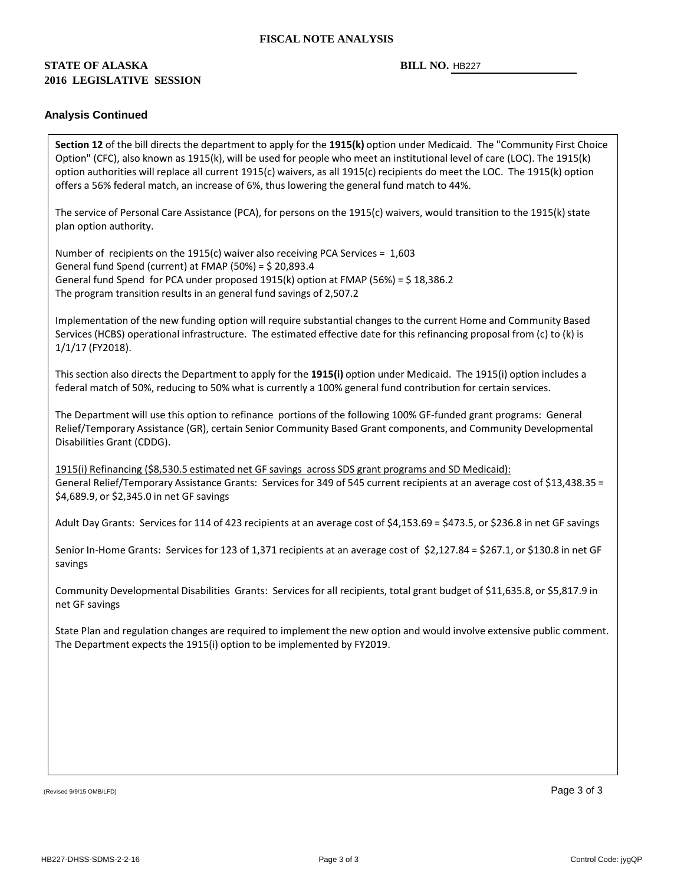**FISCAL NOTE ANALYSIS**

**STATE OF ALASKA**
**2016 LEGISLATIVE SESSION**

**BILL NO.** HB227

### Analysis Continued

**Section 12** of the bill directs the department to apply for the **1915(k)** option under Medicaid. The "Community First Choice Option" (CFC), also known as 1915(k), will be used for people who meet an institutional level of care (LOC). The 1915(k) option authorities will replace all current 1915(c) waivers, as all 1915(c) recipients do meet the LOC. The 1915(k) option offers a 56% federal match, an increase of 6%, thus lowering the general fund match to 44%.

The service of Personal Care Assistance (PCA), for persons on the 1915(c) waivers, would transition to the 1915(k) state plan option authority.

Number of recipients on the 1915(c) waiver also receiving PCA Services = 1,603
General fund Spend (current) at FMAP (50%) = $ 20,893.4
General fund Spend for PCA under proposed 1915(k) option at FMAP (56%) = $ 18,386.2
The program transition results in an general fund savings of 2,507.2

Implementation of the new funding option will require substantial changes to the current Home and Community Based Services (HCBS) operational infrastructure. The estimated effective date for this refinancing proposal from (c) to (k) is 1/1/17 (FY2018).

This section also directs the Department to apply for the **1915(i)** option under Medicaid. The 1915(i) option includes a federal match of 50%, reducing to 50% what is currently a 100% general fund contribution for certain services.

The Department will use this option to refinance portions of the following 100% GF-funded grant programs: General Relief/Temporary Assistance (GR), certain Senior Community Based Grant components, and Community Developmental Disabilities Grant (CDDG).

<u>1915(i) Refinancing ($8,530.5 estimated net GF savings across SDS grant programs and SD Medicaid):</u>
General Relief/Temporary Assistance Grants: Services for 349 of 545 current recipients at an average cost of $13,438.35 = $4,689.9, or $2,345.0 in net GF savings

Adult Day Grants: Services for 114 of 423 recipients at an average cost of $4,153.69 = $473.5, or $236.8 in net GF savings

Senior In-Home Grants: Services for 123 of 1,371 recipients at an average cost of $2,127.84 = $267.1, or $130.8 in net GF savings

Community Developmental Disabilities Grants: Services for all recipients, total grant budget of $11,635.8, or $5,817.9 in net GF savings

State Plan and regulation changes are required to implement the new option and would involve extensive public comment. The Department expects the 1915(i) option to be implemented by FY2019.

(Revised 9/9/15 OMB/LFD)

HB227-DHSS-SDMS-2-2-16 Control Code: jygQP